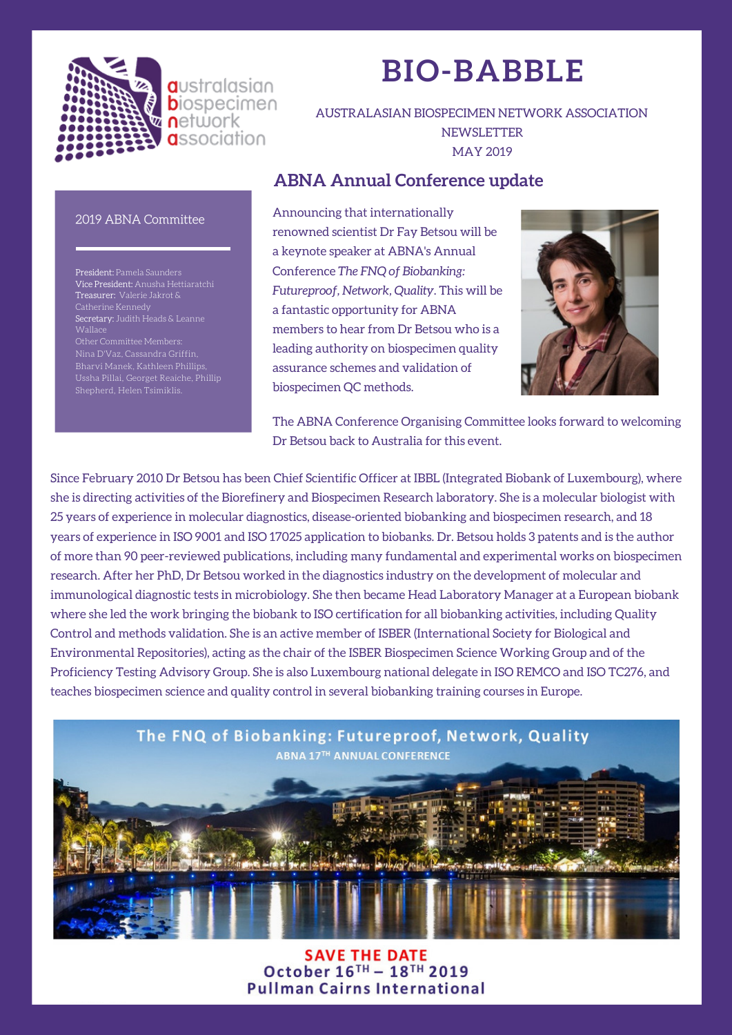# BIO-BABBLE

AUSTRALASIAN BIOSPECIMEN NETWORK ASSOCIATION NEWSLETTER
MAY 2019

australasian biospecimen network association

### 2019 ABNA Committee

**President:** Pamela Saunders
**Vice President:** Anusha Hettiaratchi
**Treasurer:** Valerie Jakrot & Catherine Kennedy
**Secretary:** Judith Heads & Leanne Wallace
Other Committee Members:
Nina D'Vaz, Cassandra Griffin, Bharvi Manek, Kathleen Phillips, Ussha Pillai, Georget Reaiche, Phillip Shepherd, Helen Tsimiklis.

## ABNA Annual Conference update

Announcing that internationally renowned scientist Dr Fay Betsou will be a keynote speaker at ABNA's Annual Conference *The FNQ of Biobanking: Futureproof, Network, Quality*. This will be a fantastic opportunity for ABNA members to hear from Dr Betsou who is a leading authority on biospecimen quality assurance schemes and validation of biospecimen QC methods.

The ABNA Conference Organising Committee looks forward to welcoming Dr Betsou back to Australia for this event.

Since February 2010 Dr Betsou has been Chief Scientific Officer at IBBL (Integrated Biobank of Luxembourg), where she is directing activities of the Biorefinery and Biospecimen Research laboratory. She is a molecular biologist with 25 years of experience in molecular diagnostics, disease-oriented biobanking and biospecimen research, and 18 years of experience in ISO 9001 and ISO 17025 application to biobanks. Dr. Betsou holds 3 patents and is the author of more than 90 peer-reviewed publications, including many fundamental and experimental works on biospecimen research. After her PhD, Dr Betsou worked in the diagnostics industry on the development of molecular and immunological diagnostic tests in microbiology. She then became Head Laboratory Manager at a European biobank where she led the work bringing the biobank to ISO certification for all biobanking activities, including Quality Control and methods validation. She is an active member of ISBER (International Society for Biological and Environmental Repositories), acting as the chair of the ISBER Biospecimen Science Working Group and of the Proficiency Testing Advisory Group. She is also Luxembourg national delegate in ISO REMCO and ISO TC276, and teaches biospecimen science and quality control in several biobanking training courses in Europe.

**The FNQ of Biobanking: Futureproof, Network, Quality**
**ABNA 17TH ANNUAL CONFERENCE**

**SAVE THE DATE**
**October 16TH – 18TH 2019**
**Pullman Cairns International**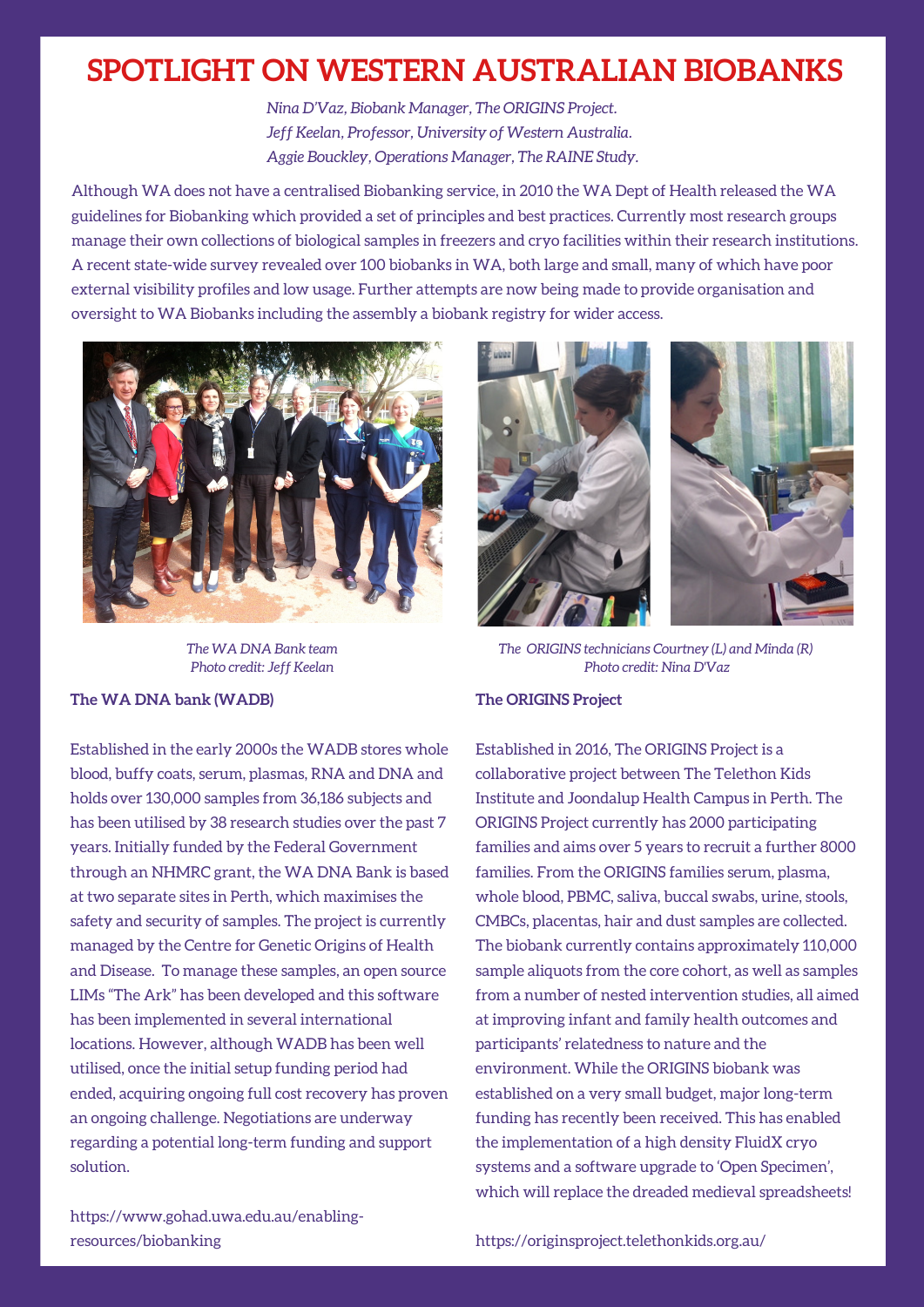# SPOTLIGHT ON WESTERN AUSTRALIAN BIOBANKS

*Nina D'Vaz, Biobank Manager, The ORIGINS Project.*
*Jeff Keelan, Professor, University of Western Australia.*
*Aggie Bouckley, Operations Manager, The RAINE Study.*

Although WA does not have a centralised Biobanking service, in 2010 the WA Dept of Health released the WA guidelines for Biobanking which provided a set of principles and best practices. Currently most research groups manage their own collections of biological samples in freezers and cryo facilities within their research institutions. A recent state-wide survey revealed over 100 biobanks in WA, both large and small, many of which have poor external visibility profiles and low usage. Further attempts are now being made to provide organisation and oversight to WA Biobanks including the assembly a biobank registry for wider access.

*The WA DNA Bank team*
*Photo credit: Jeff Keelan*

### The WA DNA bank (WADB)

Established in the early 2000s the WADB stores whole blood, buffy coats, serum, plasmas, RNA and DNA and holds over 130,000 samples from 36,186 subjects and has been utilised by 38 research studies over the past 7 years. Initially funded by the Federal Government through an NHMRC grant, the WA DNA Bank is based at two separate sites in Perth, which maximises the safety and security of samples. The project is currently managed by the Centre for Genetic Origins of Health and Disease. To manage these samples, an open source LIMs "The Ark" has been developed and this software has been implemented in several international locations. However, although WADB has been well utilised, once the initial setup funding period had ended, acquiring ongoing full cost recovery has proven an ongoing challenge. Negotiations are underway regarding a potential long-term funding and support solution.

https://www.gohad.uwa.edu.au/enabling-resources/biobanking

*The ORIGINS technicians Courtney (L) and Minda (R)*
*Photo credit: Nina D'Vaz*

### The ORIGINS Project

Established in 2016, The ORIGINS Project is a collaborative project between The Telethon Kids Institute and Joondalup Health Campus in Perth. The ORIGINS Project currently has 2000 participating families and aims over 5 years to recruit a further 8000 families. From the ORIGINS families serum, plasma, whole blood, PBMC, saliva, buccal swabs, urine, stools, CMBCs, placentas, hair and dust samples are collected. The biobank currently contains approximately 110,000 sample aliquots from the core cohort, as well as samples from a number of nested intervention studies, all aimed at improving infant and family health outcomes and participants' relatedness to nature and the environment. While the ORIGINS biobank was established on a very small budget, major long-term funding has recently been received. This has enabled the implementation of a high density FluidX cryo systems and a software upgrade to 'Open Specimen', which will replace the dreaded medieval spreadsheets!

https://originsproject.telethonkids.org.au/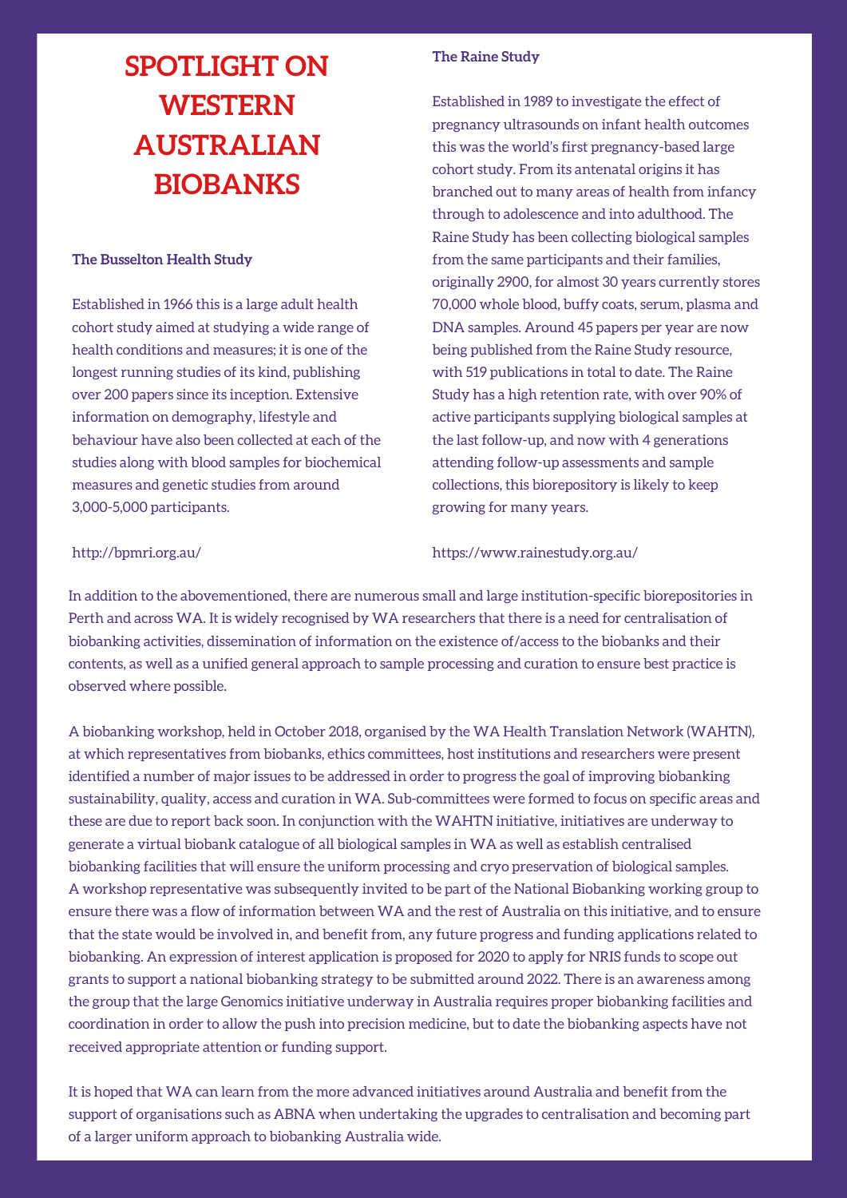# SPOTLIGHT ON WESTERN AUSTRALIAN BIOBANKS

### The Busselton Health Study

Established in 1966 this is a large adult health cohort study aimed at studying a wide range of health conditions and measures; it is one of the longest running studies of its kind, publishing over 200 papers since its inception. Extensive information on demography, lifestyle and behaviour have also been collected at each of the studies along with blood samples for biochemical measures and genetic studies from around 3,000-5,000 participants.

http://bpmri.org.au/

### The Raine Study

Established in 1989 to investigate the effect of pregnancy ultrasounds on infant health outcomes this was the world's first pregnancy-based large cohort study. From its antenatal origins it has branched out to many areas of health from infancy through to adolescence and into adulthood. The Raine Study has been collecting biological samples from the same participants and their families, originally 2900, for almost 30 years currently stores 70,000 whole blood, buffy coats, serum, plasma and DNA samples. Around 45 papers per year are now being published from the Raine Study resource, with 519 publications in total to date. The Raine Study has a high retention rate, with over 90% of active participants supplying biological samples at the last follow-up, and now with 4 generations attending follow-up assessments and sample collections, this biorepository is likely to keep growing for many years.

https://www.rainestudy.org.au/

In addition to the abovementioned, there are numerous small and large institution-specific biorepositories in Perth and across WA. It is widely recognised by WA researchers that there is a need for centralisation of biobanking activities, dissemination of information on the existence of/access to the biobanks and their contents, as well as a unified general approach to sample processing and curation to ensure best practice is observed where possible.

A biobanking workshop, held in October 2018, organised by the WA Health Translation Network (WAHTN), at which representatives from biobanks, ethics committees, host institutions and researchers were present identified a number of major issues to be addressed in order to progress the goal of improving biobanking sustainability, quality, access and curation in WA. Sub-committees were formed to focus on specific areas and these are due to report back soon. In conjunction with the WAHTN initiative, initiatives are underway to generate a virtual biobank catalogue of all biological samples in WA as well as establish centralised biobanking facilities that will ensure the uniform processing and cryo preservation of biological samples. A workshop representative was subsequently invited to be part of the National Biobanking working group to ensure there was a flow of information between WA and the rest of Australia on this initiative, and to ensure that the state would be involved in, and benefit from, any future progress and funding applications related to biobanking. An expression of interest application is proposed for 2020 to apply for NRIS funds to scope out grants to support a national biobanking strategy to be submitted around 2022. There is an awareness among the group that the large Genomics initiative underway in Australia requires proper biobanking facilities and coordination in order to allow the push into precision medicine, but to date the biobanking aspects have not received appropriate attention or funding support.

It is hoped that WA can learn from the more advanced initiatives around Australia and benefit from the support of organisations such as ABNA when undertaking the upgrades to centralisation and becoming part of a larger uniform approach to biobanking Australia wide.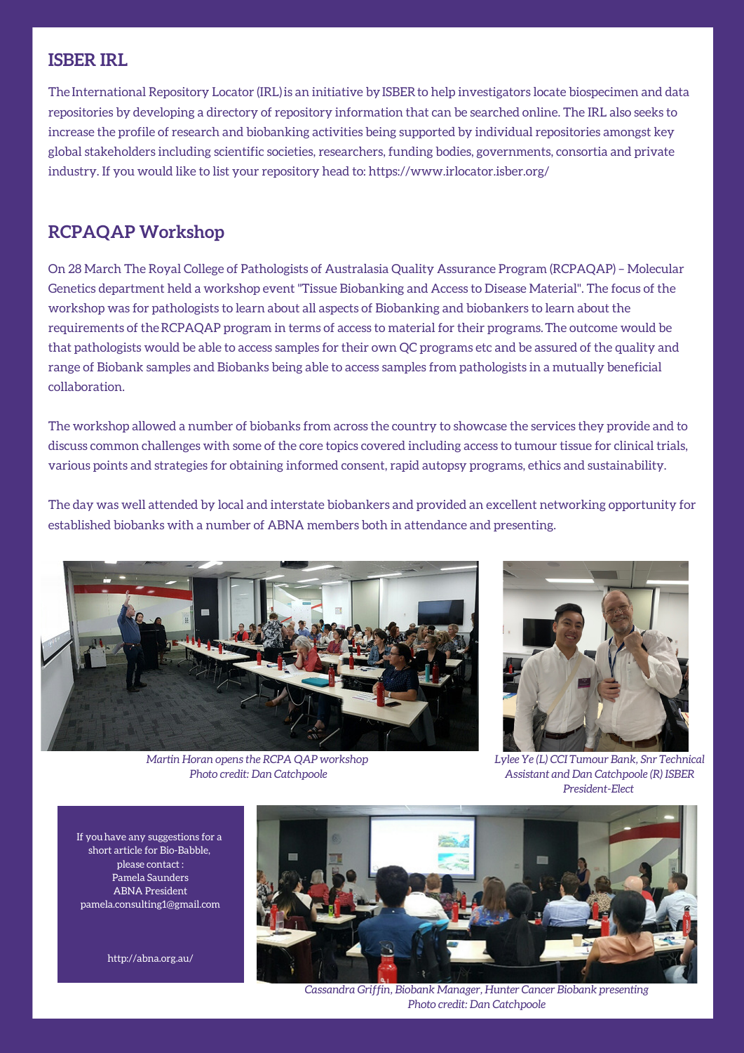## ISBER IRL

The International Repository Locator (IRL) is an initiative by ISBER to help investigators locate biospecimen and data repositories by developing a directory of repository information that can be searched online. The IRL also seeks to increase the profile of research and biobanking activities being supported by individual repositories amongst key global stakeholders including scientific societies, researchers, funding bodies, governments, consortia and private industry. If you would like to list your repository head to: https://www.irlocator.isber.org/

## RCPAQAP Workshop

On 28 March The Royal College of Pathologists of Australasia Quality Assurance Program (RCPAQAP) – Molecular Genetics department held a workshop event "Tissue Biobanking and Access to Disease Material". The focus of the workshop was for pathologists to learn about all aspects of Biobanking and biobankers to learn about the requirements of the RCPAQAP program in terms of access to material for their programs. The outcome would be that pathologists would be able to access samples for their own QC programs etc and be assured of the quality and range of Biobank samples and Biobanks being able to access samples from pathologists in a mutually beneficial collaboration.

The workshop allowed a number of biobanks from across the country to showcase the services they provide and to discuss common challenges with some of the core topics covered including access to tumour tissue for clinical trials, various points and strategies for obtaining informed consent, rapid autopsy programs, ethics and sustainability.

The day was well attended by local and interstate biobankers and provided an excellent networking opportunity for established biobanks with a number of ABNA members both in attendance and presenting.

*Martin Horan opens the RCPA QAP workshop*
*Photo credit: Dan Catchpoole*

*Lylee Ye (L) CCI Tumour Bank, Snr Technical Assistant and Dan Catchpoole (R) ISBER President-Elect*

If you have any suggestions for a short article for Bio-Babble, please contact :
Pamela Saunders
ABNA President
pamela.consulting1@gmail.com

http://abna.org.au/

*Cassandra Griffin, Biobank Manager, Hunter Cancer Biobank presenting*
*Photo credit: Dan Catchpoole*